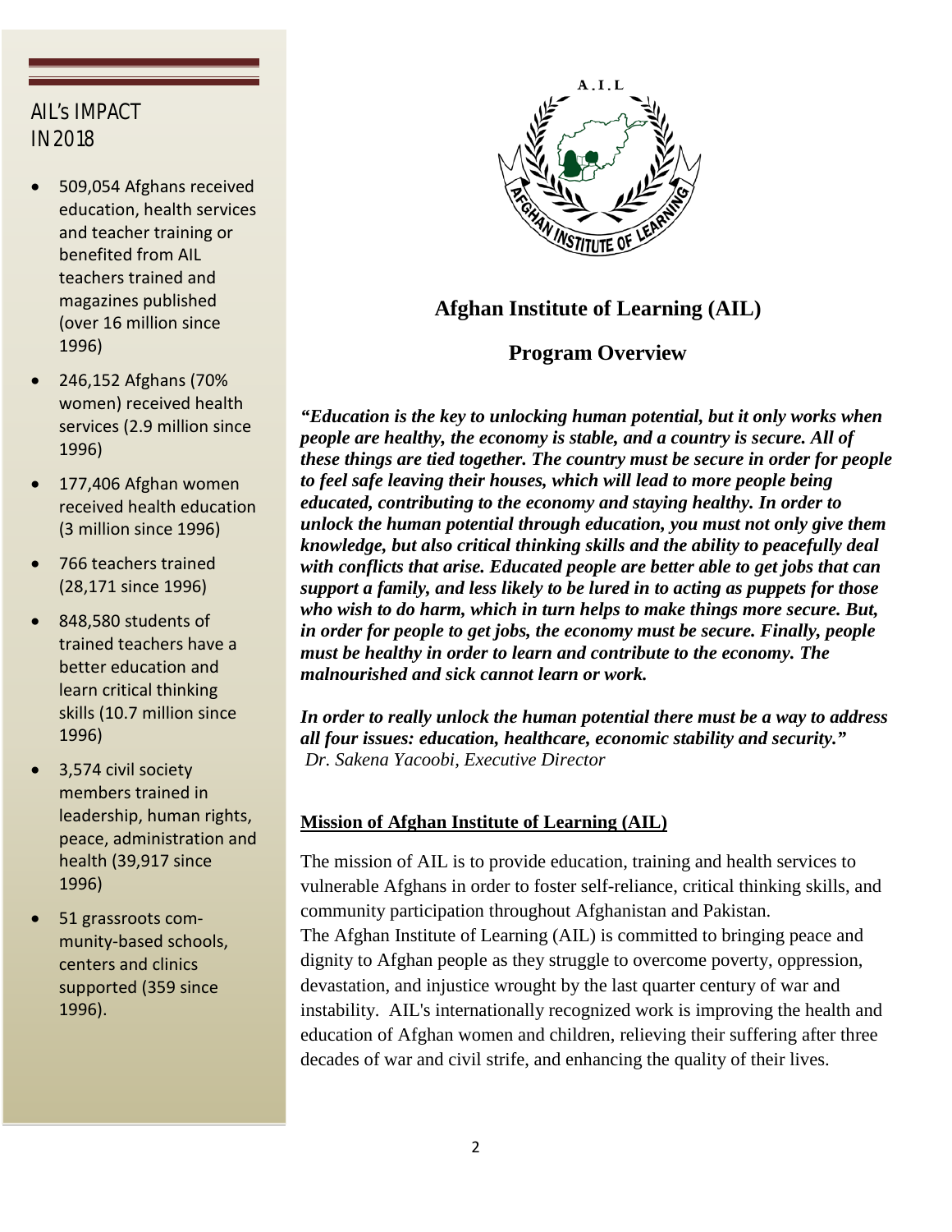# Afghan Institute of Learning (AIL)

## Program Overview

***"Education is the key to unlocking human potential, but it only works when people are healthy, the economy is stable, and a country is secure. All of these things are tied together. The country must be secure in order for people to feel safe leaving their houses, which will lead to more people being educated, contributing to the economy and staying healthy. In order to unlock the human potential through education, you must not only give them knowledge, but also critical thinking skills and the ability to peacefully deal with conflicts that arise. Educated people are better able to get jobs that can support a family, and less likely to be lured in to acting as puppets for those who wish to do harm, which in turn helps to make things more secure. But, in order for people to get jobs, the economy must be secure. Finally, people must be healthy in order to learn and contribute to the economy. The malnourished and sick cannot learn or work.***

***In order to really unlock the human potential there must be a way to address all four issues: education, healthcare, economic stability and security."***
*Dr. Sakena Yacoobi, Executive Director*

### Mission of Afghan Institute of Learning (AIL)

The mission of AIL is to provide education, training and health services to vulnerable Afghans in order to foster self-reliance, critical thinking skills, and community participation throughout Afghanistan and Pakistan.

The Afghan Institute of Learning (AIL) is committed to bringing peace and dignity to Afghan people as they struggle to overcome poverty, oppression, devastation, and injustice wrought by the last quarter century of war and instability. AIL's internationally recognized work is improving the health and education of Afghan women and children, relieving their suffering after three decades of war and civil strife, and enhancing the quality of their lives.

## AIL's IMPACT IN 2018

- 509,054 Afghans received education, health services and teacher training or benefited from AIL teachers trained and magazines published (over 16 million since 1996)
- 246,152 Afghans (70% women) received health services (2.9 million since 1996)
- 177,406 Afghan women received health education (3 million since 1996)
- 766 teachers trained (28,171 since 1996)
- 848,580 students of trained teachers have a better education and learn critical thinking skills (10.7 million since 1996)
- 3,574 civil society members trained in leadership, human rights, peace, administration and health (39,917 since 1996)
- 51 grassroots community-based schools, centers and clinics supported (359 since 1996).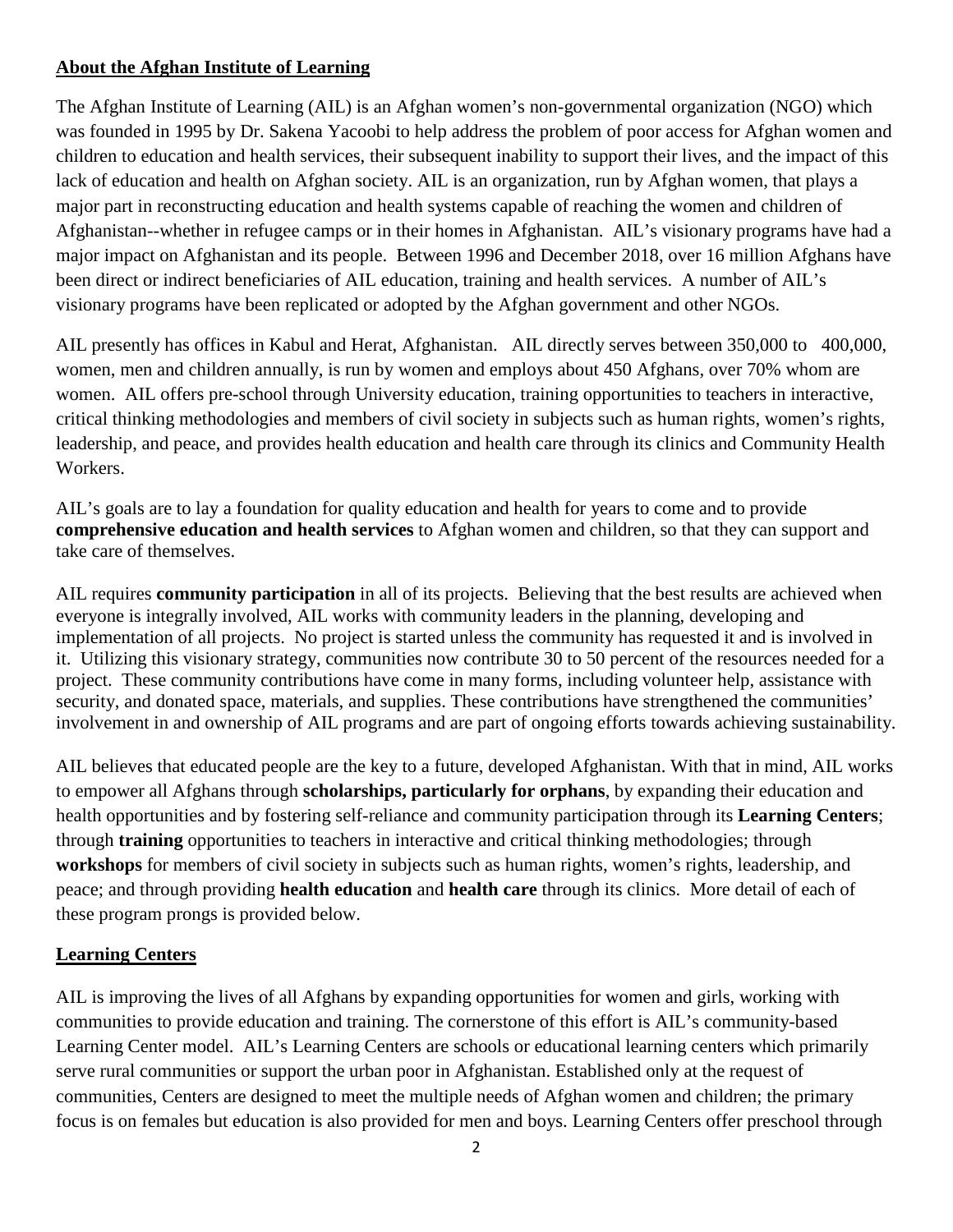## About the Afghan Institute of Learning

The Afghan Institute of Learning (AIL) is an Afghan women's non-governmental organization (NGO) which was founded in 1995 by Dr. Sakena Yacoobi to help address the problem of poor access for Afghan women and children to education and health services, their subsequent inability to support their lives, and the impact of this lack of education and health on Afghan society. AIL is an organization, run by Afghan women, that plays a major part in reconstructing education and health systems capable of reaching the women and children of Afghanistan--whether in refugee camps or in their homes in Afghanistan. AIL's visionary programs have had a major impact on Afghanistan and its people. Between 1996 and December 2018, over 16 million Afghans have been direct or indirect beneficiaries of AIL education, training and health services. A number of AIL's visionary programs have been replicated or adopted by the Afghan government and other NGOs.

AIL presently has offices in Kabul and Herat, Afghanistan. AIL directly serves between 350,000 to 400,000, women, men and children annually, is run by women and employs about 450 Afghans, over 70% whom are women. AIL offers pre-school through University education, training opportunities to teachers in interactive, critical thinking methodologies and members of civil society in subjects such as human rights, women's rights, leadership, and peace, and provides health education and health care through its clinics and Community Health Workers.

AIL's goals are to lay a foundation for quality education and health for years to come and to provide **comprehensive education and health services** to Afghan women and children, so that they can support and take care of themselves.

AIL requires **community participation** in all of its projects. Believing that the best results are achieved when everyone is integrally involved, AIL works with community leaders in the planning, developing and implementation of all projects. No project is started unless the community has requested it and is involved in it. Utilizing this visionary strategy, communities now contribute 30 to 50 percent of the resources needed for a project. These community contributions have come in many forms, including volunteer help, assistance with security, and donated space, materials, and supplies. These contributions have strengthened the communities' involvement in and ownership of AIL programs and are part of ongoing efforts towards achieving sustainability.

AIL believes that educated people are the key to a future, developed Afghanistan. With that in mind, AIL works to empower all Afghans through **scholarships, particularly for orphans**, by expanding their education and health opportunities and by fostering self-reliance and community participation through its **Learning Centers**; through **training** opportunities to teachers in interactive and critical thinking methodologies; through **workshops** for members of civil society in subjects such as human rights, women's rights, leadership, and peace; and through providing **health education** and **health care** through its clinics. More detail of each of these program prongs is provided below.

## Learning Centers

AIL is improving the lives of all Afghans by expanding opportunities for women and girls, working with communities to provide education and training. The cornerstone of this effort is AIL's community-based Learning Center model. AIL's Learning Centers are schools or educational learning centers which primarily serve rural communities or support the urban poor in Afghanistan. Established only at the request of communities, Centers are designed to meet the multiple needs of Afghan women and children; the primary focus is on females but education is also provided for men and boys. Learning Centers offer preschool through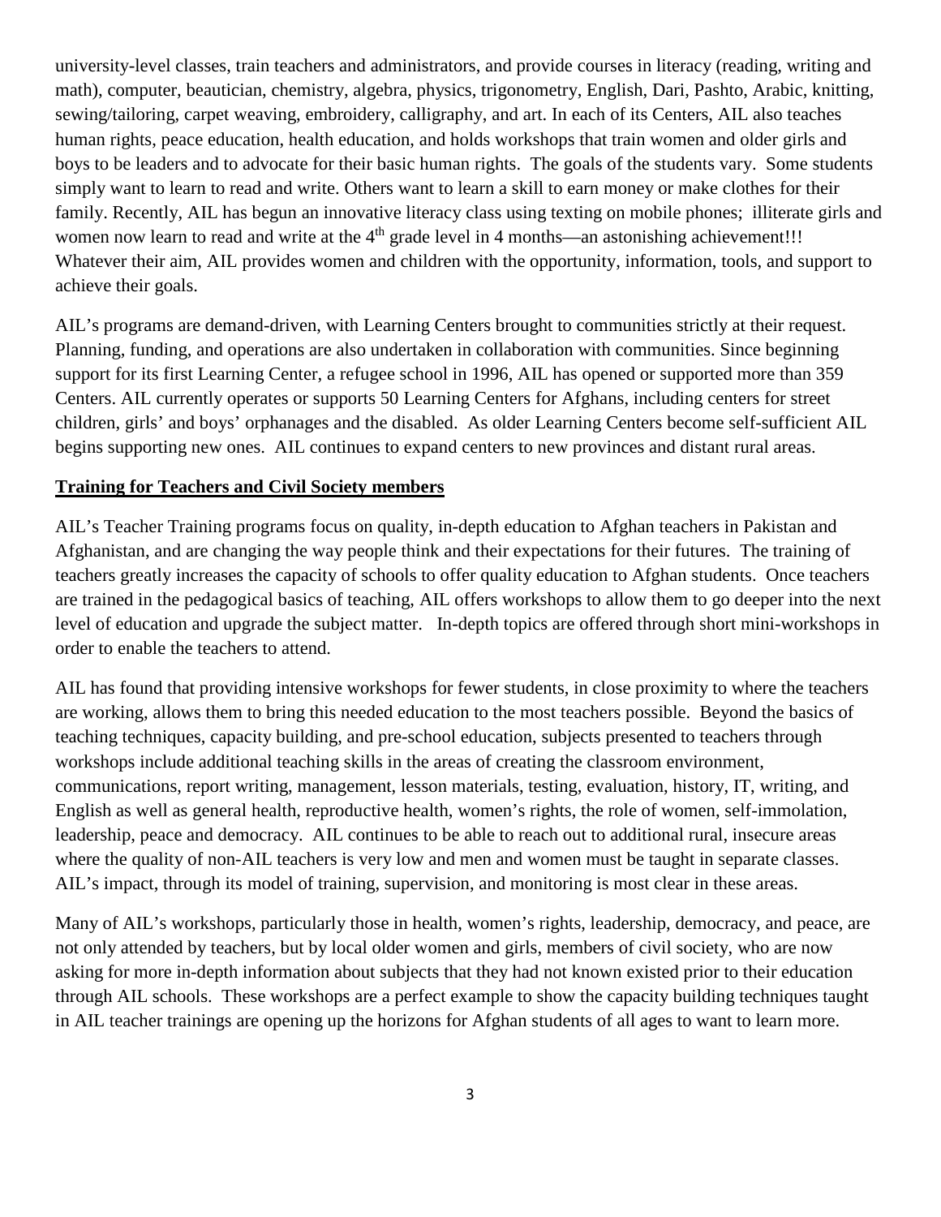university-level classes, train teachers and administrators, and provide courses in literacy (reading, writing and math), computer, beautician, chemistry, algebra, physics, trigonometry, English, Dari, Pashto, Arabic, knitting, sewing/tailoring, carpet weaving, embroidery, calligraphy, and art. In each of its Centers, AIL also teaches human rights, peace education, health education, and holds workshops that train women and older girls and boys to be leaders and to advocate for their basic human rights. The goals of the students vary. Some students simply want to learn to read and write. Others want to learn a skill to earn money or make clothes for their family. Recently, AIL has begun an innovative literacy class using texting on mobile phones; illiterate girls and women now learn to read and write at the 4th grade level in 4 months—an astonishing achievement!!! Whatever their aim, AIL provides women and children with the opportunity, information, tools, and support to achieve their goals.

AIL's programs are demand-driven, with Learning Centers brought to communities strictly at their request. Planning, funding, and operations are also undertaken in collaboration with communities. Since beginning support for its first Learning Center, a refugee school in 1996, AIL has opened or supported more than 359 Centers. AIL currently operates or supports 50 Learning Centers for Afghans, including centers for street children, girls' and boys' orphanages and the disabled. As older Learning Centers become self-sufficient AIL begins supporting new ones. AIL continues to expand centers to new provinces and distant rural areas.

**Training for Teachers and Civil Society members**

AIL's Teacher Training programs focus on quality, in-depth education to Afghan teachers in Pakistan and Afghanistan, and are changing the way people think and their expectations for their futures. The training of teachers greatly increases the capacity of schools to offer quality education to Afghan students. Once teachers are trained in the pedagogical basics of teaching, AIL offers workshops to allow them to go deeper into the next level of education and upgrade the subject matter. In-depth topics are offered through short mini-workshops in order to enable the teachers to attend.

AIL has found that providing intensive workshops for fewer students, in close proximity to where the teachers are working, allows them to bring this needed education to the most teachers possible. Beyond the basics of teaching techniques, capacity building, and pre-school education, subjects presented to teachers through workshops include additional teaching skills in the areas of creating the classroom environment, communications, report writing, management, lesson materials, testing, evaluation, history, IT, writing, and English as well as general health, reproductive health, women's rights, the role of women, self-immolation, leadership, peace and democracy. AIL continues to be able to reach out to additional rural, insecure areas where the quality of non-AIL teachers is very low and men and women must be taught in separate classes. AIL's impact, through its model of training, supervision, and monitoring is most clear in these areas.

Many of AIL's workshops, particularly those in health, women's rights, leadership, democracy, and peace, are not only attended by teachers, but by local older women and girls, members of civil society, who are now asking for more in-depth information about subjects that they had not known existed prior to their education through AIL schools. These workshops are a perfect example to show the capacity building techniques taught in AIL teacher trainings are opening up the horizons for Afghan students of all ages to want to learn more.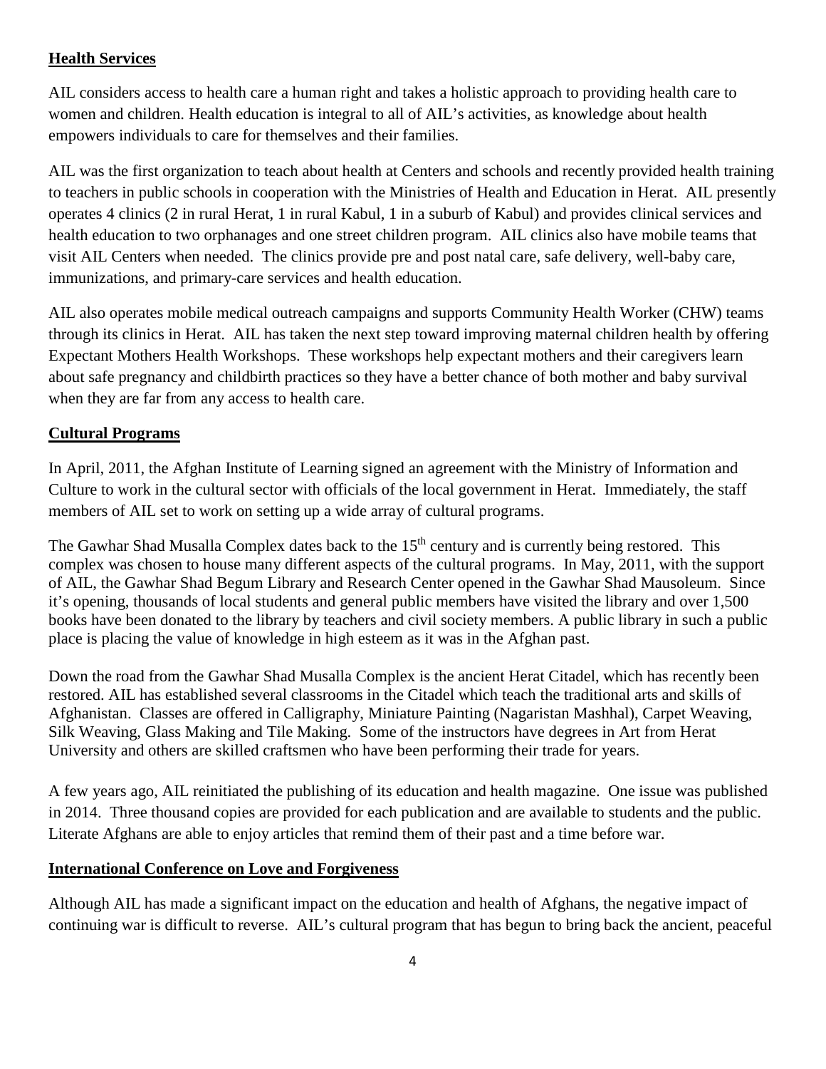## Health Services

AIL considers access to health care a human right and takes a holistic approach to providing health care to women and children. Health education is integral to all of AIL's activities, as knowledge about health empowers individuals to care for themselves and their families.

AIL was the first organization to teach about health at Centers and schools and recently provided health training to teachers in public schools in cooperation with the Ministries of Health and Education in Herat. AIL presently operates 4 clinics (2 in rural Herat, 1 in rural Kabul, 1 in a suburb of Kabul) and provides clinical services and health education to two orphanages and one street children program. AIL clinics also have mobile teams that visit AIL Centers when needed. The clinics provide pre and post natal care, safe delivery, well-baby care, immunizations, and primary-care services and health education.

AIL also operates mobile medical outreach campaigns and supports Community Health Worker (CHW) teams through its clinics in Herat. AIL has taken the next step toward improving maternal children health by offering Expectant Mothers Health Workshops. These workshops help expectant mothers and their caregivers learn about safe pregnancy and childbirth practices so they have a better chance of both mother and baby survival when they are far from any access to health care.

## Cultural Programs

In April, 2011, the Afghan Institute of Learning signed an agreement with the Ministry of Information and Culture to work in the cultural sector with officials of the local government in Herat. Immediately, the staff members of AIL set to work on setting up a wide array of cultural programs.

The Gawhar Shad Musalla Complex dates back to the 15th century and is currently being restored. This complex was chosen to house many different aspects of the cultural programs. In May, 2011, with the support of AIL, the Gawhar Shad Begum Library and Research Center opened in the Gawhar Shad Mausoleum. Since it's opening, thousands of local students and general public members have visited the library and over 1,500 books have been donated to the library by teachers and civil society members. A public library in such a public place is placing the value of knowledge in high esteem as it was in the Afghan past.

Down the road from the Gawhar Shad Musalla Complex is the ancient Herat Citadel, which has recently been restored. AIL has established several classrooms in the Citadel which teach the traditional arts and skills of Afghanistan. Classes are offered in Calligraphy, Miniature Painting (Nagaristan Mashhal), Carpet Weaving, Silk Weaving, Glass Making and Tile Making. Some of the instructors have degrees in Art from Herat University and others are skilled craftsmen who have been performing their trade for years.

A few years ago, AIL reinitiated the publishing of its education and health magazine. One issue was published in 2014. Three thousand copies are provided for each publication and are available to students and the public. Literate Afghans are able to enjoy articles that remind them of their past and a time before war.

## International Conference on Love and Forgiveness

Although AIL has made a significant impact on the education and health of Afghans, the negative impact of continuing war is difficult to reverse. AIL's cultural program that has begun to bring back the ancient, peaceful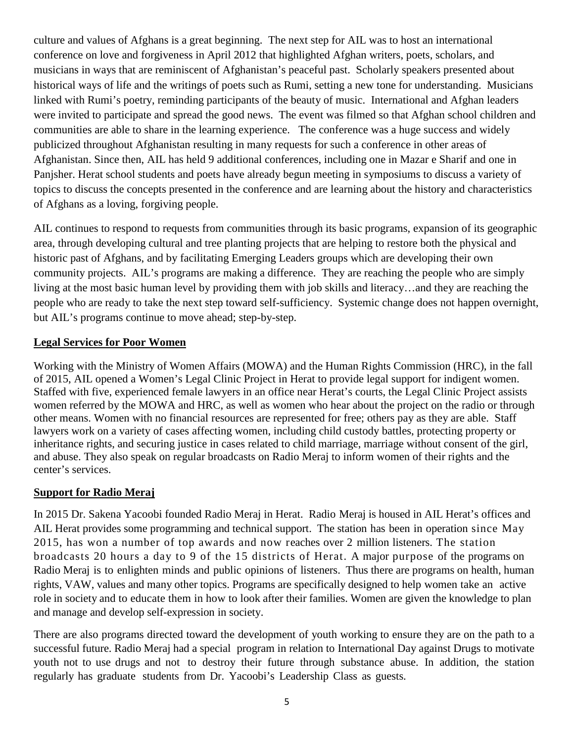culture and values of Afghans is a great beginning. The next step for AIL was to host an international conference on love and forgiveness in April 2012 that highlighted Afghan writers, poets, scholars, and musicians in ways that are reminiscent of Afghanistan's peaceful past. Scholarly speakers presented about historical ways of life and the writings of poets such as Rumi, setting a new tone for understanding. Musicians linked with Rumi's poetry, reminding participants of the beauty of music. International and Afghan leaders were invited to participate and spread the good news. The event was filmed so that Afghan school children and communities are able to share in the learning experience. The conference was a huge success and widely publicized throughout Afghanistan resulting in many requests for such a conference in other areas of Afghanistan. Since then, AIL has held 9 additional conferences, including one in Mazar e Sharif and one in Panjsher. Herat school students and poets have already begun meeting in symposiums to discuss a variety of topics to discuss the concepts presented in the conference and are learning about the history and characteristics of Afghans as a loving, forgiving people.

AIL continues to respond to requests from communities through its basic programs, expansion of its geographic area, through developing cultural and tree planting projects that are helping to restore both the physical and historic past of Afghans, and by facilitating Emerging Leaders groups which are developing their own community projects. AIL's programs are making a difference. They are reaching the people who are simply living at the most basic human level by providing them with job skills and literacy…and they are reaching the people who are ready to take the next step toward self-sufficiency. Systemic change does not happen overnight, but AIL's programs continue to move ahead; step-by-step.

## Legal Services for Poor Women

Working with the Ministry of Women Affairs (MOWA) and the Human Rights Commission (HRC), in the fall of 2015, AIL opened a Women's Legal Clinic Project in Herat to provide legal support for indigent women. Staffed with five, experienced female lawyers in an office near Herat's courts, the Legal Clinic Project assists women referred by the MOWA and HRC, as well as women who hear about the project on the radio or through other means. Women with no financial resources are represented for free; others pay as they are able. Staff lawyers work on a variety of cases affecting women, including child custody battles, protecting property or inheritance rights, and securing justice in cases related to child marriage, marriage without consent of the girl, and abuse. They also speak on regular broadcasts on Radio Meraj to inform women of their rights and the center's services.

## Support for Radio Meraj

In 2015 Dr. Sakena Yacoobi founded Radio Meraj in Herat. Radio Meraj is housed in AIL Herat's offices and AIL Herat provides some programming and technical support. The station has been in operation since May 2015, has won a number of top awards and now reaches over 2 million listeners. The station broadcasts 20 hours a day to 9 of the 15 districts of Herat. A major purpose of the programs on Radio Meraj is to enlighten minds and public opinions of listeners. Thus there are programs on health, human rights, VAW, values and many other topics. Programs are specifically designed to help women take an active role in society and to educate them in how to look after their families. Women are given the knowledge to plan and manage and develop self-expression in society.

There are also programs directed toward the development of youth working to ensure they are on the path to a successful future. Radio Meraj had a special program in relation to International Day against Drugs to motivate youth not to use drugs and not to destroy their future through substance abuse. In addition, the station regularly has graduate students from Dr. Yacoobi's Leadership Class as guests.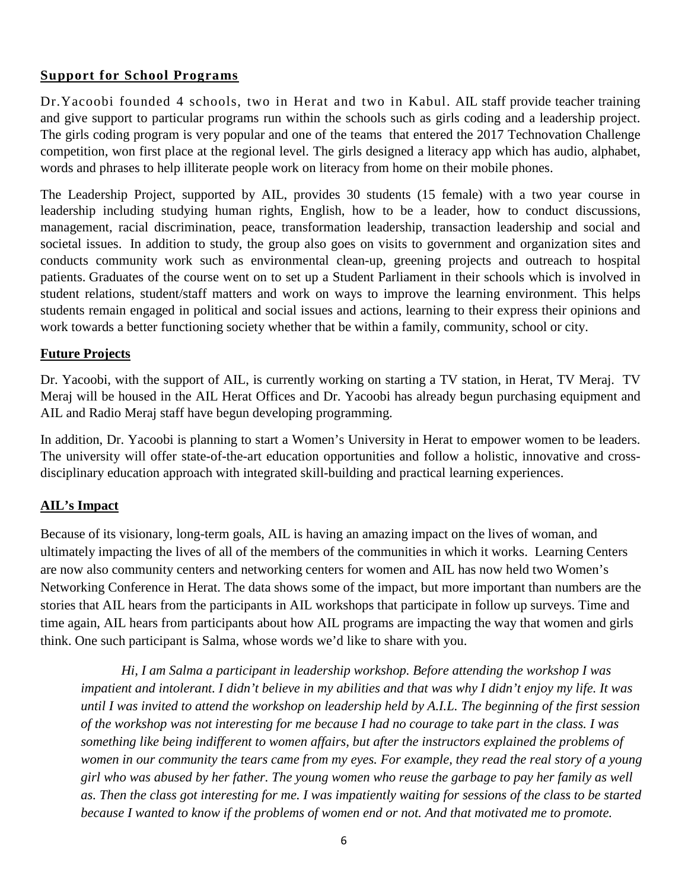## Support for School Programs

Dr.Yacoobi founded 4 schools, two in Herat and two in Kabul. AIL staff provide teacher training and give support to particular programs run within the schools such as girls coding and a leadership project. The girls coding program is very popular and one of the teams that entered the 2017 Technovation Challenge competition, won first place at the regional level. The girls designed a literacy app which has audio, alphabet, words and phrases to help illiterate people work on literacy from home on their mobile phones.

The Leadership Project, supported by AIL, provides 30 students (15 female) with a two year course in leadership including studying human rights, English, how to be a leader, how to conduct discussions, management, racial discrimination, peace, transformation leadership, transaction leadership and social and societal issues. In addition to study, the group also goes on visits to government and organization sites and conducts community work such as environmental clean-up, greening projects and outreach to hospital patients. Graduates of the course went on to set up a Student Parliament in their schools which is involved in student relations, student/staff matters and work on ways to improve the learning environment. This helps students remain engaged in political and social issues and actions, learning to their express their opinions and work towards a better functioning society whether that be within a family, community, school or city.

## Future Projects

Dr. Yacoobi, with the support of AIL, is currently working on starting a TV station, in Herat, TV Meraj. TV Meraj will be housed in the AIL Herat Offices and Dr. Yacoobi has already begun purchasing equipment and AIL and Radio Meraj staff have begun developing programming.

In addition, Dr. Yacoobi is planning to start a Women's University in Herat to empower women to be leaders. The university will offer state-of-the-art education opportunities and follow a holistic, innovative and cross-disciplinary education approach with integrated skill-building and practical learning experiences.

## AIL's Impact

Because of its visionary, long-term goals, AIL is having an amazing impact on the lives of woman, and ultimately impacting the lives of all of the members of the communities in which it works. Learning Centers are now also community centers and networking centers for women and AIL has now held two Women's Networking Conference in Herat. The data shows some of the impact, but more important than numbers are the stories that AIL hears from the participants in AIL workshops that participate in follow up surveys. Time and time again, AIL hears from participants about how AIL programs are impacting the way that women and girls think. One such participant is Salma, whose words we'd like to share with you.

> *Hi, I am Salma a participant in leadership workshop. Before attending the workshop I was impatient and intolerant. I didn't believe in my abilities and that was why I didn't enjoy my life. It was until I was invited to attend the workshop on leadership held by A.I.L. The beginning of the first session of the workshop was not interesting for me because I had no courage to take part in the class. I was something like being indifferent to women affairs, but after the instructors explained the problems of women in our community the tears came from my eyes. For example, they read the real story of a young girl who was abused by her father. The young women who reuse the garbage to pay her family as well as. Then the class got interesting for me. I was impatiently waiting for sessions of the class to be started because I wanted to know if the problems of women end or not. And that motivated me to promote.*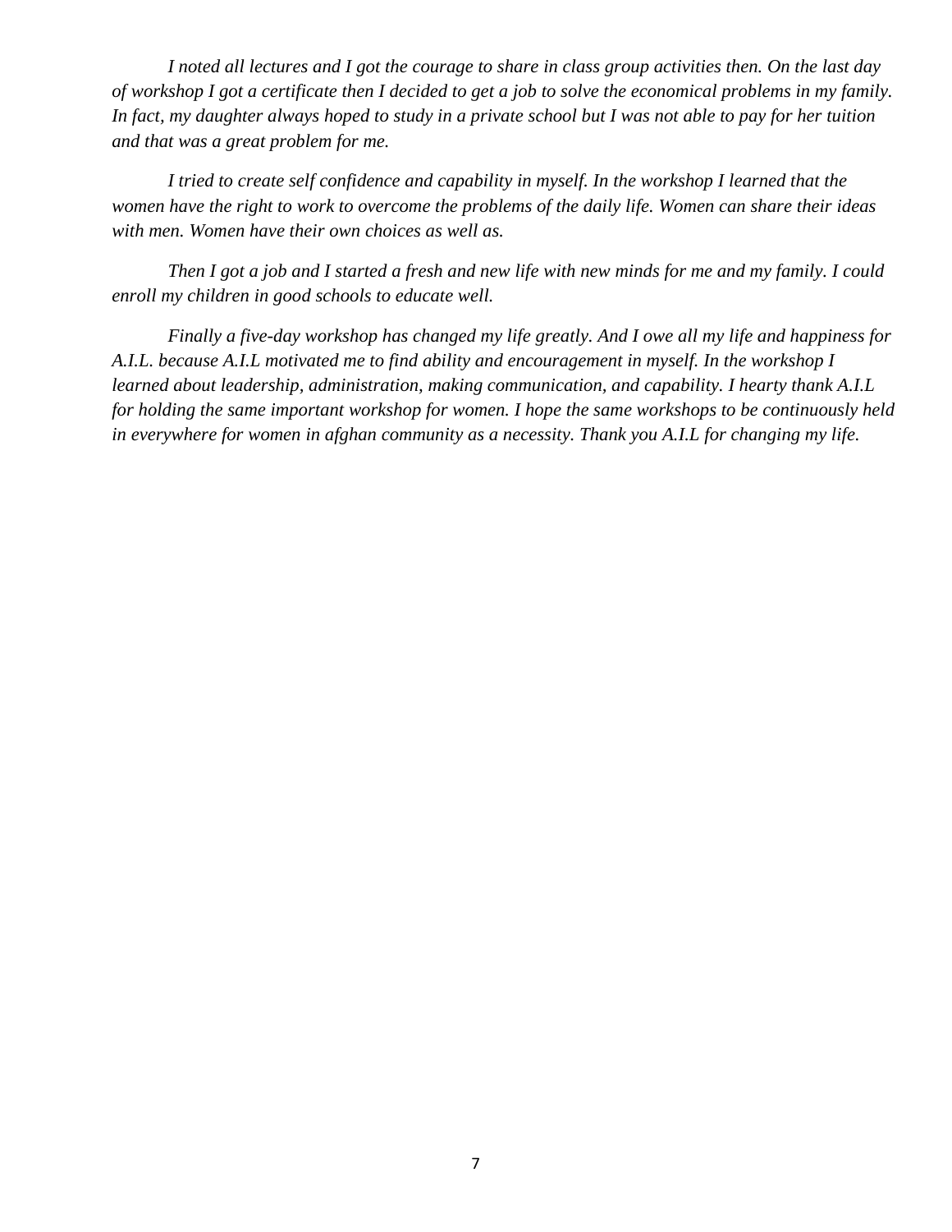*I noted all lectures and I got the courage to share in class group activities then. On the last day of workshop I got a certificate then I decided to get a job to solve the economical problems in my family. In fact, my daughter always hoped to study in a private school but I was not able to pay for her tuition and that was a great problem for me.*

*I tried to create self confidence and capability in myself. In the workshop I learned that the women have the right to work to overcome the problems of the daily life. Women can share their ideas with men. Women have their own choices as well as.*

*Then I got a job and I started a fresh and new life with new minds for me and my family. I could enroll my children in good schools to educate well.*

*Finally a five-day workshop has changed my life greatly. And I owe all my life and happiness for A.I.L. because A.I.L motivated me to find ability and encouragement in myself. In the workshop I learned about leadership, administration, making communication, and capability. I hearty thank A.I.L for holding the same important workshop for women. I hope the same workshops to be continuously held in everywhere for women in afghan community as a necessity. Thank you A.I.L for changing my life.*